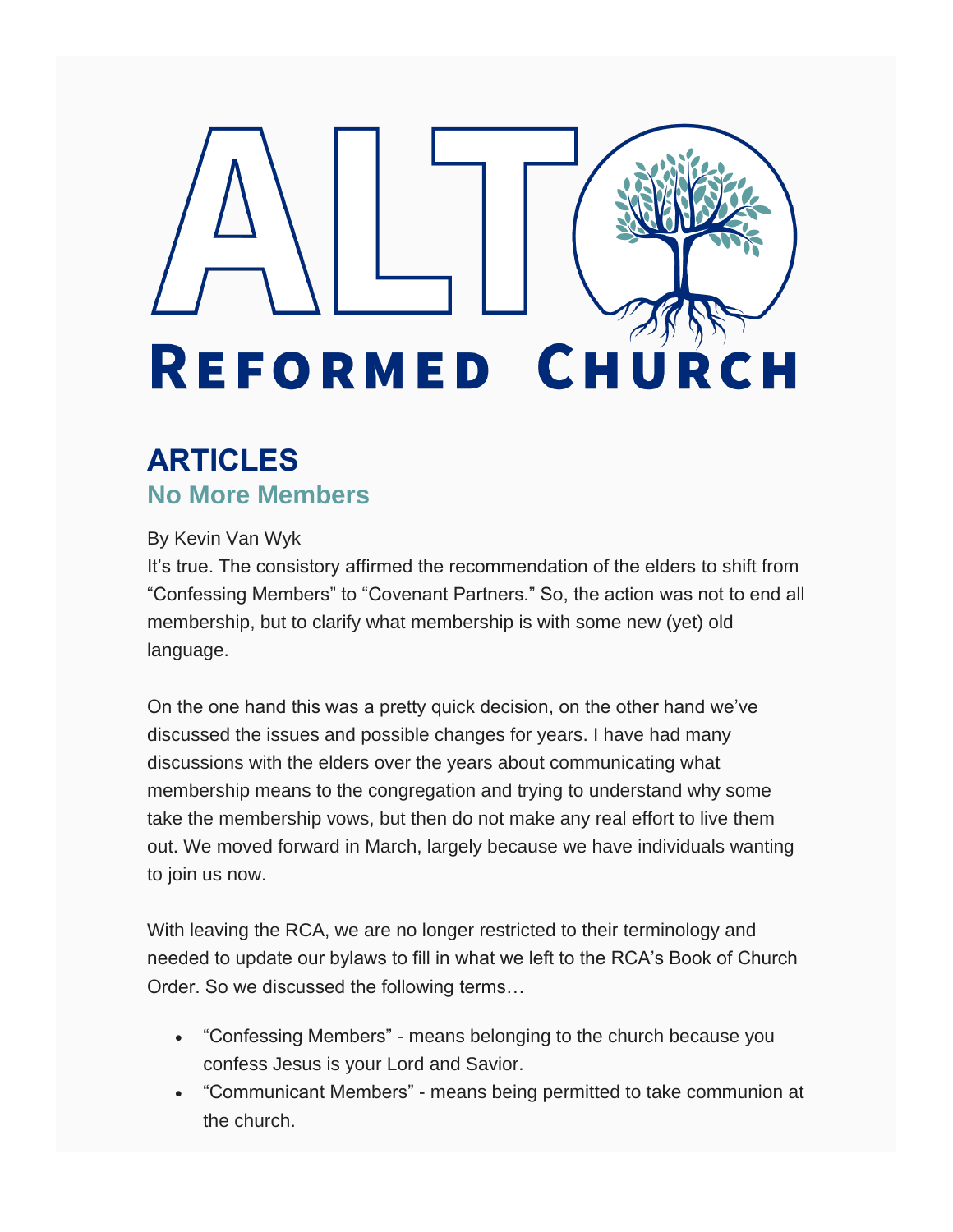# ALTO REFORMED CHURCH

## ARTICLES

### No More Members

By Kevin Van Wyk

It's true. The consistory affirmed the recommendation of the elders to shift from "Confessing Members" to "Covenant Partners." So, the action was not to end all membership, but to clarify what membership is with some new (yet) old language.

On the one hand this was a pretty quick decision, on the other hand we've discussed the issues and possible changes for years. I have had many discussions with the elders over the years about communicating what membership means to the congregation and trying to understand why some take the membership vows, but then do not make any real effort to live them out. We moved forward in March, largely because we have individuals wanting to join us now.

With leaving the RCA, we are no longer restricted to their terminology and needed to update our bylaws to fill in what we left to the RCA's Book of Church Order. So we discussed the following terms…

- "Confessing Members" - means belonging to the church because you confess Jesus is your Lord and Savior.
- "Communicant Members" - means being permitted to take communion at the church.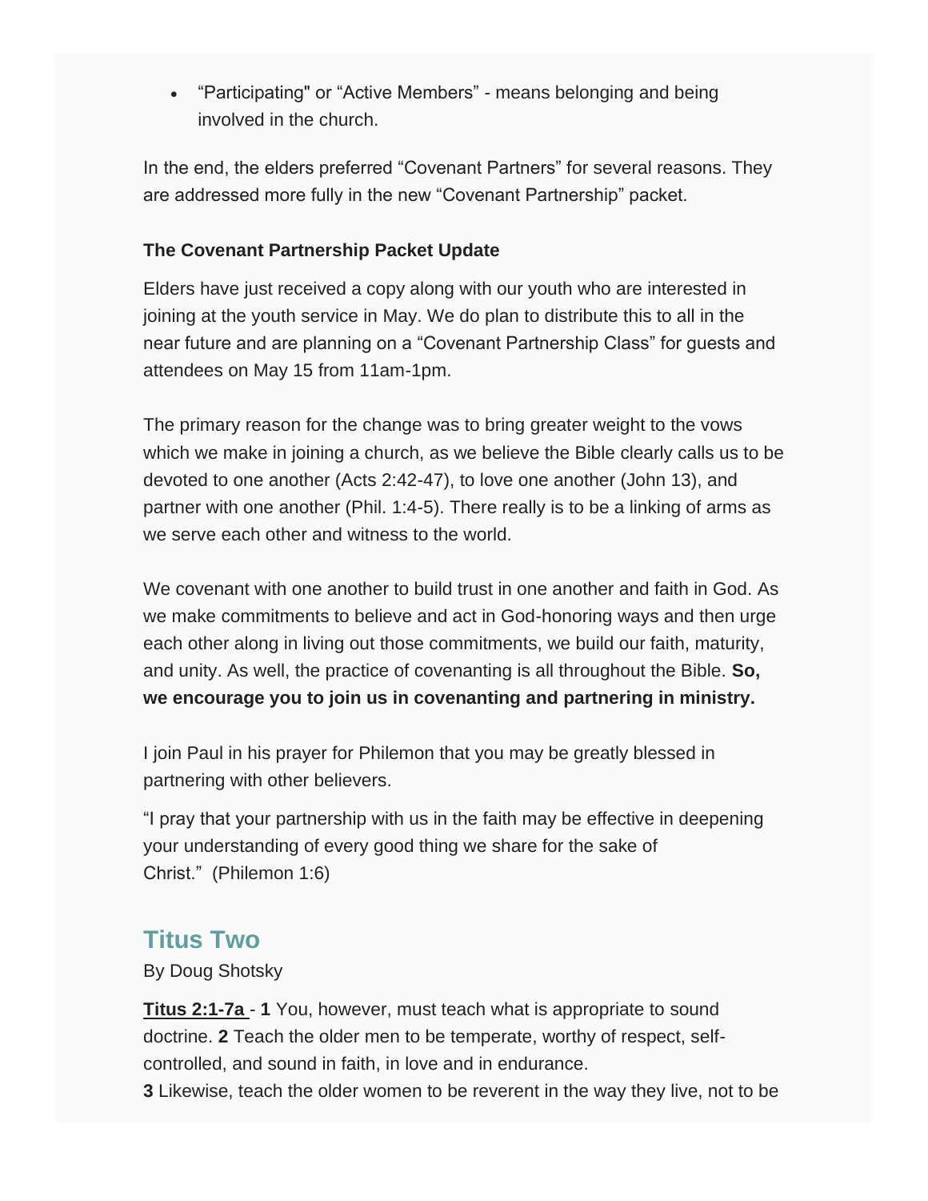- “Participating" or “Active Members” - means belonging and being involved in the church.

In the end, the elders preferred “Covenant Partners” for several reasons. They are addressed more fully in the new “Covenant Partnership” packet.

**The Covenant Partnership Packet Update**

Elders have just received a copy along with our youth who are interested in joining at the youth service in May. We do plan to distribute this to all in the near future and are planning on a “Covenant Partnership Class” for guests and attendees on May 15 from 11am-1pm.

The primary reason for the change was to bring greater weight to the vows which we make in joining a church, as we believe the Bible clearly calls us to be devoted to one another (Acts 2:42-47), to love one another (John 13), and partner with one another (Phil. 1:4-5). There really is to be a linking of arms as we serve each other and witness to the world.

We covenant with one another to build trust in one another and faith in God. As we make commitments to believe and act in God-honoring ways and then urge each other along in living out those commitments, we build our faith, maturity, and unity. As well, the practice of covenanting is all throughout the Bible. **So, we encourage you to join us in covenanting and partnering in ministry.**

I join Paul in his prayer for Philemon that you may be greatly blessed in partnering with other believers.

“I pray that your partnership with us in the faith may be effective in deepening your understanding of every good thing we share for the sake of Christ.” (Philemon 1:6)

## Titus Two

By Doug Shotsky

**Titus 2:1-7a** - **1** You, however, must teach what is appropriate to sound doctrine. **2** Teach the older men to be temperate, worthy of respect, self-controlled, and sound in faith, in love and in endurance.
**3** Likewise, teach the older women to be reverent in the way they live, not to be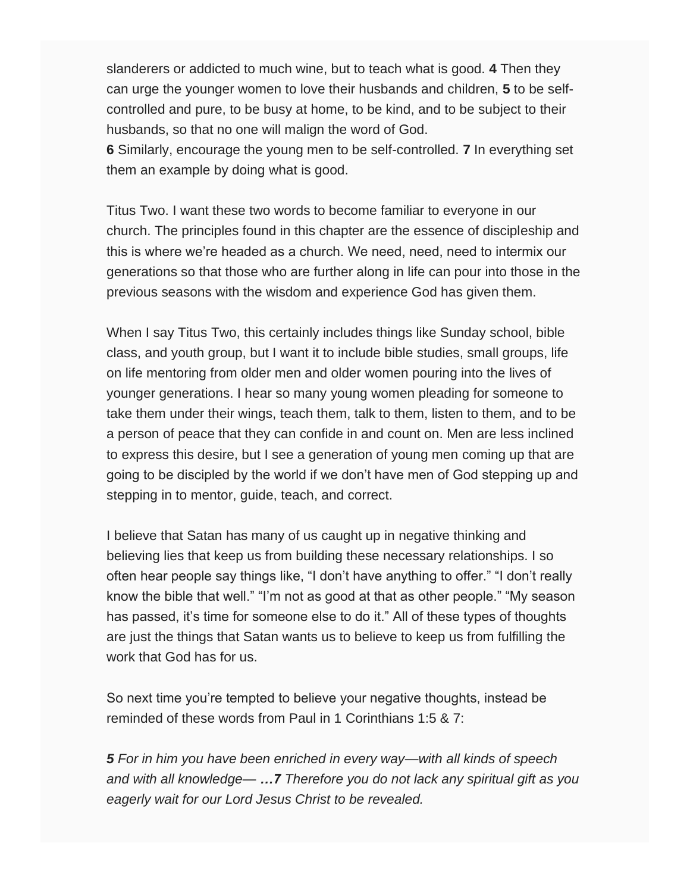slanderers or addicted to much wine, but to teach what is good. **4** Then they can urge the younger women to love their husbands and children, **5** to be self-controlled and pure, to be busy at home, to be kind, and to be subject to their husbands, so that no one will malign the word of God.
**6** Similarly, encourage the young men to be self-controlled. **7** In everything set them an example by doing what is good.

Titus Two. I want these two words to become familiar to everyone in our church. The principles found in this chapter are the essence of discipleship and this is where we're headed as a church. We need, need, need to intermix our generations so that those who are further along in life can pour into those in the previous seasons with the wisdom and experience God has given them.

When I say Titus Two, this certainly includes things like Sunday school, bible class, and youth group, but I want it to include bible studies, small groups, life on life mentoring from older men and older women pouring into the lives of younger generations. I hear so many young women pleading for someone to take them under their wings, teach them, talk to them, listen to them, and to be a person of peace that they can confide in and count on. Men are less inclined to express this desire, but I see a generation of young men coming up that are going to be discipled by the world if we don't have men of God stepping up and stepping in to mentor, guide, teach, and correct.

I believe that Satan has many of us caught up in negative thinking and believing lies that keep us from building these necessary relationships. I so often hear people say things like, "I don't have anything to offer." "I don't really know the bible that well." "I'm not as good at that as other people." "My season has passed, it's time for someone else to do it." All of these types of thoughts are just the things that Satan wants us to believe to keep us from fulfilling the work that God has for us.

So next time you're tempted to believe your negative thoughts, instead be reminded of these words from Paul in 1 Corinthians 1:5 & 7:

***5*** *For in him you have been enriched in every way—with all kinds of speech and with all knowledge—* ***…7*** *Therefore you do not lack any spiritual gift as you eagerly wait for our Lord Jesus Christ to be revealed.*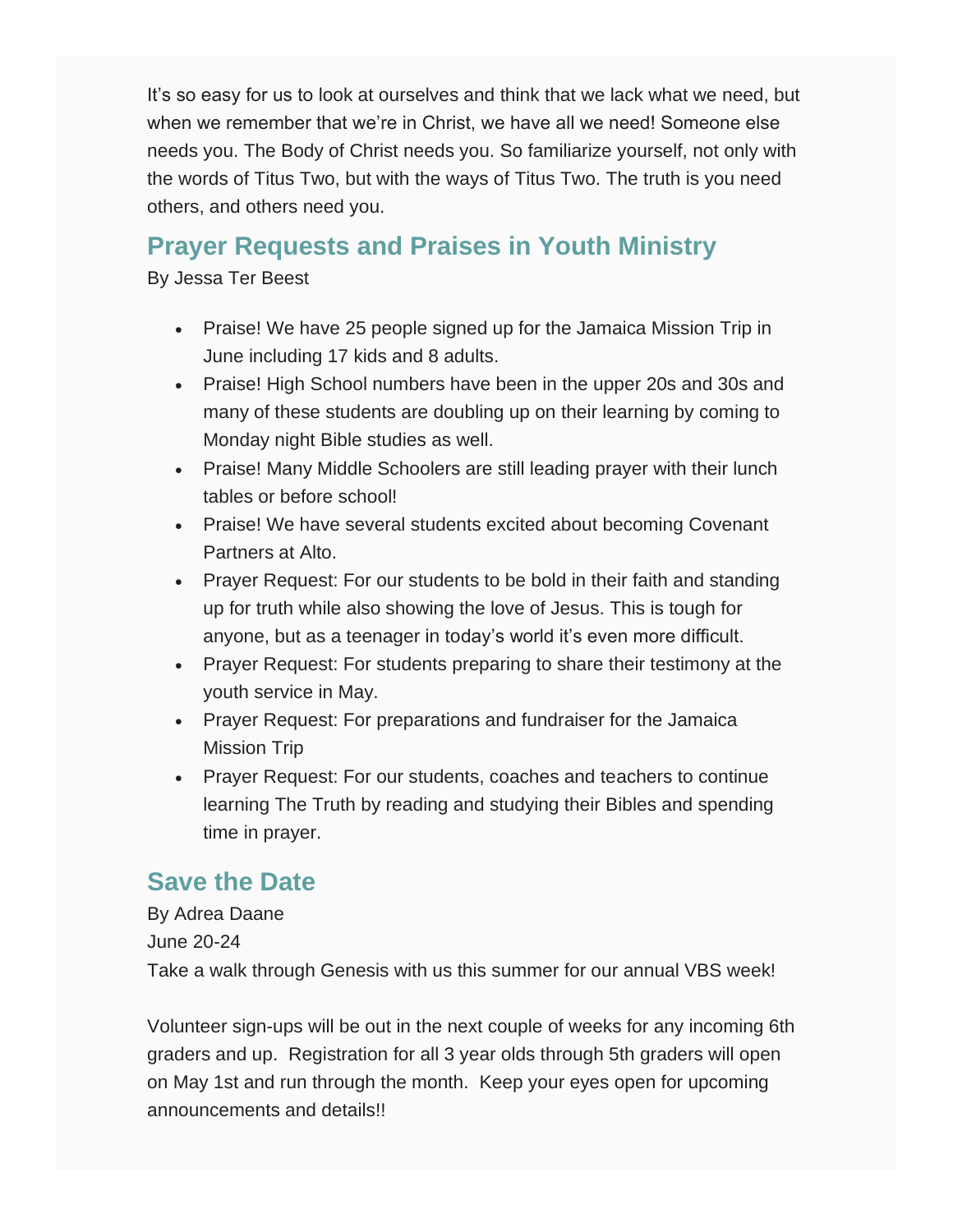It's so easy for us to look at ourselves and think that we lack what we need, but when we remember that we're in Christ, we have all we need! Someone else needs you. The Body of Christ needs you. So familiarize yourself, not only with the words of Titus Two, but with the ways of Titus Two. The truth is you need others, and others need you.

## Prayer Requests and Praises in Youth Ministry

By Jessa Ter Beest

- Praise! We have 25 people signed up for the Jamaica Mission Trip in June including 17 kids and 8 adults.
- Praise! High School numbers have been in the upper 20s and 30s and many of these students are doubling up on their learning by coming to Monday night Bible studies as well.
- Praise! Many Middle Schoolers are still leading prayer with their lunch tables or before school!
- Praise! We have several students excited about becoming Covenant Partners at Alto.
- Prayer Request: For our students to be bold in their faith and standing up for truth while also showing the love of Jesus. This is tough for anyone, but as a teenager in today's world it's even more difficult.
- Prayer Request: For students preparing to share their testimony at the youth service in May.
- Prayer Request: For preparations and fundraiser for the Jamaica Mission Trip
- Prayer Request: For our students, coaches and teachers to continue learning The Truth by reading and studying their Bibles and spending time in prayer.

## Save the Date

By Adrea Daane
June 20-24
Take a walk through Genesis with us this summer for our annual VBS week!

Volunteer sign-ups will be out in the next couple of weeks for any incoming 6th graders and up. Registration for all 3 year olds through 5th graders will open on May 1st and run through the month. Keep your eyes open for upcoming announcements and details!!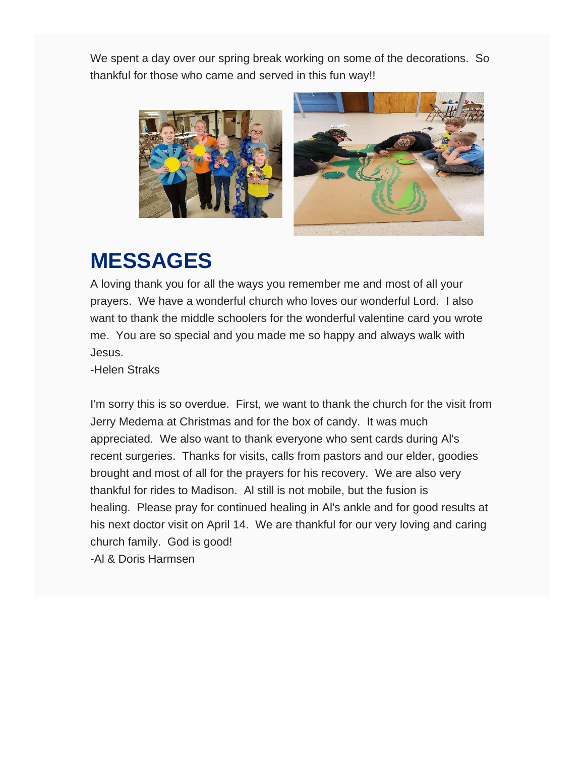We spent a day over our spring break working on some of the decorations.  So thankful for those who came and served in this fun way!!

# MESSAGES

A loving thank you for all the ways you remember me and most of all your prayers.  We have a wonderful church who loves our wonderful Lord.  I also want to thank the middle schoolers for the wonderful valentine card you wrote me.  You are so special and you made me so happy and always walk with Jesus.
-Helen Straks

I'm sorry this is so overdue.  First, we want to thank the church for the visit from Jerry Medema at Christmas and for the box of candy.  It was much appreciated.  We also want to thank everyone who sent cards during Al's recent surgeries.  Thanks for visits, calls from pastors and our elder, goodies brought and most of all for the prayers for his recovery.  We are also very thankful for rides to Madison.  Al still is not mobile, but the fusion is healing.  Please pray for continued healing in Al's ankle and for good results at his next doctor visit on April 14.  We are thankful for our very loving and caring church family.  God is good!
-Al & Doris Harmsen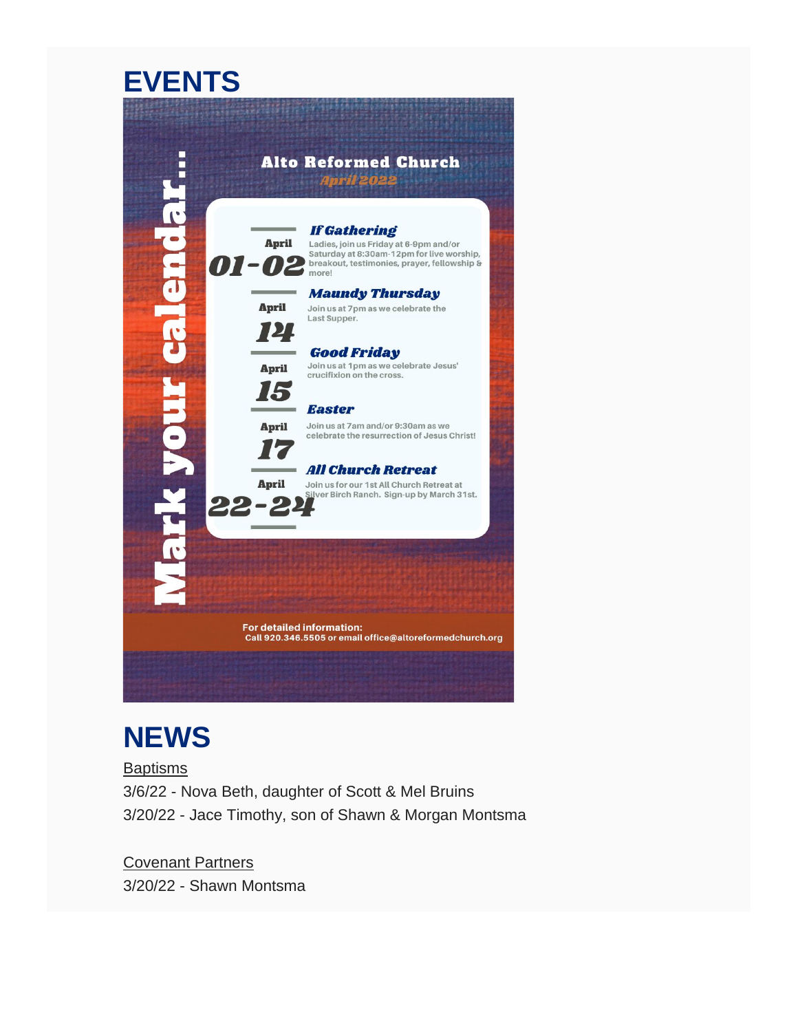# EVENTS

Mark your calendar...

**Alto Reformed Church**

*April 2022*

April **01-02**
***If Gathering***
Ladies, join us Friday at 6-9pm and/or Saturday at 8:30am-12pm for live worship, breakout, testimonies, prayer, fellowship & more!

April **14**
***Maundy Thursday***
Join us at 7pm as we celebrate the Last Supper.

April **15**
***Good Friday***
Join us at 1pm as we celebrate Jesus' crucifixion on the cross.

April **17**
***Easter***
Join us at 7am and/or 9:30am as we celebrate the resurrection of Jesus Christ!

April **22-24**
***All Church Retreat***
Join us for our 1st All Church Retreat at Silver Birch Ranch. Sign-up by March 31st.

For detailed information:
Call 920.346.5505 or email office@altoreformedchurch.org

# NEWS

Baptisms
3/6/22 - Nova Beth, daughter of Scott & Mel Bruins
3/20/22 - Jace Timothy, son of Shawn & Morgan Montsma

Covenant Partners
3/20/22 - Shawn Montsma